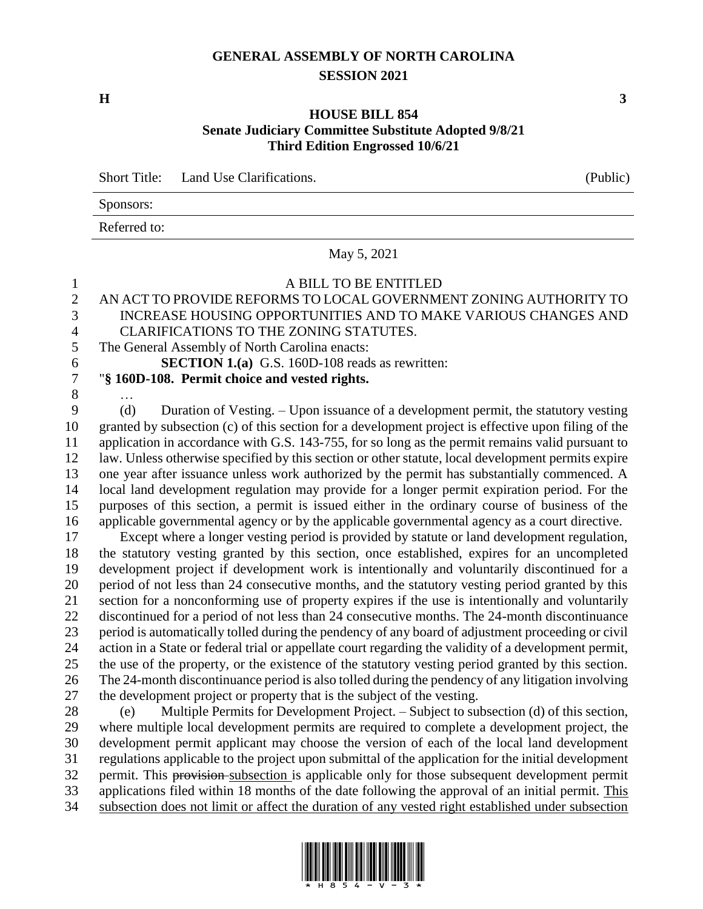# GENERAL ASSEMBLY OF NORTH CAROLINA
## SESSION 2021

**H** **3**

## HOUSE BILL 854
### Senate Judiciary Committee Substitute Adopted 9/8/21
### Third Edition Engrossed 10/6/21

| | | |
|---|---|---|
| Short Title: | Land Use Clarifications. | (Public) |
| Sponsors: | | |
| Referred to: | | |

May 5, 2021

A BILL TO BE ENTITLED

AN ACT TO PROVIDE REFORMS TO LOCAL GOVERNMENT ZONING AUTHORITY TO INCREASE HOUSING OPPORTUNITIES AND TO MAKE VARIOUS CHANGES AND CLARIFICATIONS TO THE ZONING STATUTES.

The General Assembly of North Carolina enacts:

**SECTION 1.(a)** G.S. 160D-108 reads as rewritten:

"**§ 160D-108. Permit choice and vested rights.**

…

(d) Duration of Vesting. – Upon issuance of a development permit, the statutory vesting granted by subsection (c) of this section for a development project is effective upon filing of the application in accordance with G.S. 143-755, for so long as the permit remains valid pursuant to law. Unless otherwise specified by this section or other statute, local development permits expire one year after issuance unless work authorized by the permit has substantially commenced. A local land development regulation may provide for a longer permit expiration period. For the purposes of this section, a permit is issued either in the ordinary course of business of the applicable governmental agency or by the applicable governmental agency as a court directive.

Except where a longer vesting period is provided by statute or land development regulation, the statutory vesting granted by this section, once established, expires for an uncompleted development project if development work is intentionally and voluntarily discontinued for a period of not less than 24 consecutive months, and the statutory vesting period granted by this section for a nonconforming use of property expires if the use is intentionally and voluntarily discontinued for a period of not less than 24 consecutive months. The 24-month discontinuance period is automatically tolled during the pendency of any board of adjustment proceeding or civil action in a State or federal trial or appellate court regarding the validity of a development permit, the use of the property, or the existence of the statutory vesting period granted by this section. The 24-month discontinuance period is also tolled during the pendency of any litigation involving the development project or property that is the subject of the vesting.

(e) Multiple Permits for Development Project. – Subject to subsection (d) of this section, where multiple local development permits are required to complete a development project, the development permit applicant may choose the version of each of the local land development regulations applicable to the project upon submittal of the application for the initial development permit. This ~~provision~~ <u>subsection</u> is applicable only for those subsequent development permit applications filed within 18 months of the date following the approval of an initial permit. <u>This subsection does not limit or affect the duration of any vested right established under subsection</u>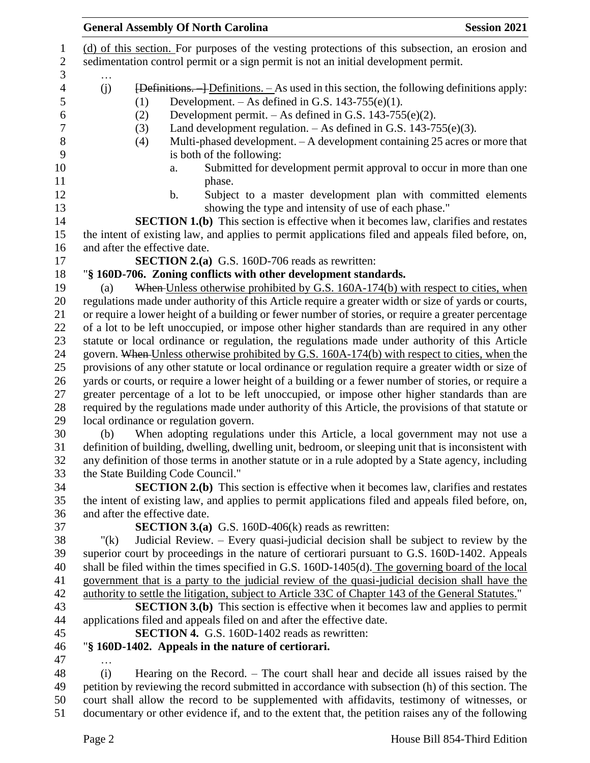(d) of this section. For purposes of the vesting protections of this subsection, an erosion and sedimentation control permit or a sign permit is not an initial development permit.

…

(j) [Definitions. – ] Definitions. – As used in this section, the following definitions apply:

(1) Development. – As defined in G.S. 143-755(e)(1).

(2) Development permit. – As defined in G.S. 143-755(e)(2).

(3) Land development regulation. – As defined in G.S. 143-755(e)(3).

(4) Multi-phased development. – A development containing 25 acres or more that is both of the following:

a. Submitted for development permit approval to occur in more than one phase.

b. Subject to a master development plan with committed elements showing the type and intensity of use of each phase."

**SECTION 1.(b)** This section is effective when it becomes law, clarifies and restates the intent of existing law, and applies to permit applications filed and appeals filed before, on, and after the effective date.

**SECTION 2.(a)** G.S. 160D-706 reads as rewritten:

"**§ 160D-706. Zoning conflicts with other development standards.**

(a) When Unless otherwise prohibited by G.S. 160A-174(b) with respect to cities, when regulations made under authority of this Article require a greater width or size of yards or courts, or require a lower height of a building or fewer number of stories, or require a greater percentage of a lot to be left unoccupied, or impose other higher standards than are required in any other statute or local ordinance or regulation, the regulations made under authority of this Article govern. When Unless otherwise prohibited by G.S. 160A-174(b) with respect to cities, when the provisions of any other statute or local ordinance or regulation require a greater width or size of yards or courts, or require a lower height of a building or a fewer number of stories, or require a greater percentage of a lot to be left unoccupied, or impose other higher standards than are required by the regulations made under authority of this Article, the provisions of that statute or local ordinance or regulation govern.

(b) When adopting regulations under this Article, a local government may not use a definition of building, dwelling, dwelling unit, bedroom, or sleeping unit that is inconsistent with any definition of those terms in another statute or in a rule adopted by a State agency, including the State Building Code Council."

**SECTION 2.(b)** This section is effective when it becomes law, clarifies and restates the intent of existing law, and applies to permit applications filed and appeals filed before, on, and after the effective date.

**SECTION 3.(a)** G.S. 160D-406(k) reads as rewritten:

"(k) Judicial Review. – Every quasi-judicial decision shall be subject to review by the superior court by proceedings in the nature of certiorari pursuant to G.S. 160D-1402. Appeals shall be filed within the times specified in G.S. 160D-1405(d). The governing board of the local government that is a party to the judicial review of the quasi-judicial decision shall have the authority to settle the litigation, subject to Article 33C of Chapter 143 of the General Statutes."

**SECTION 3.(b)** This section is effective when it becomes law and applies to permit applications filed and appeals filed on and after the effective date.

**SECTION 4.** G.S. 160D-1402 reads as rewritten:

"**§ 160D-1402. Appeals in the nature of certiorari.**

…

(i) Hearing on the Record. – The court shall hear and decide all issues raised by the petition by reviewing the record submitted in accordance with subsection (h) of this section. The court shall allow the record to be supplemented with affidavits, testimony of witnesses, or documentary or other evidence if, and to the extent that, the petition raises any of the following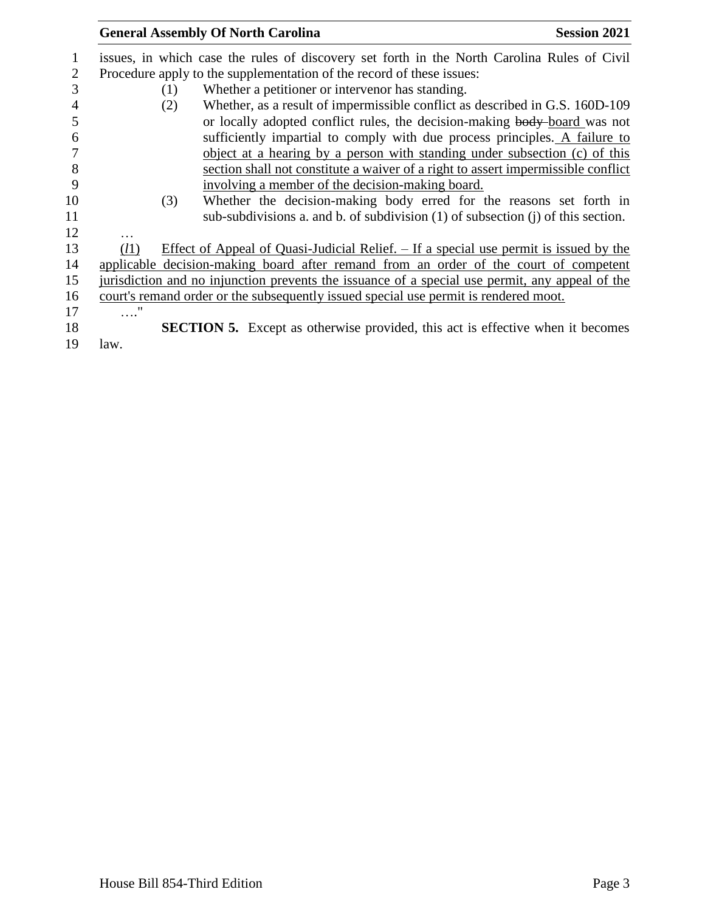issues, in which case the rules of discovery set forth in the North Carolina Rules of Civil Procedure apply to the supplementation of the record of these issues:

(1) Whether a petitioner or intervenor has standing.

(2) Whether, as a result of impermissible conflict as described in G.S. 160D-109 or locally adopted conflict rules, the decision-making ~~body~~ board was not sufficiently impartial to comply with due process principles. A failure to object at a hearing by a person with standing under subsection (c) of this section shall not constitute a waiver of a right to assert impermissible conflict involving a member of the decision-making board.

(3) Whether the decision-making body erred for the reasons set forth in sub-subdivisions a. and b. of subdivision (1) of subsection (j) of this section.

…

(*l*1) Effect of Appeal of Quasi-Judicial Relief. – If a special use permit is issued by the applicable decision-making board after remand from an order of the court of competent jurisdiction and no injunction prevents the issuance of a special use permit, any appeal of the court's remand order or the subsequently issued special use permit is rendered moot.

…."

**SECTION 5.** Except as otherwise provided, this act is effective when it becomes law.